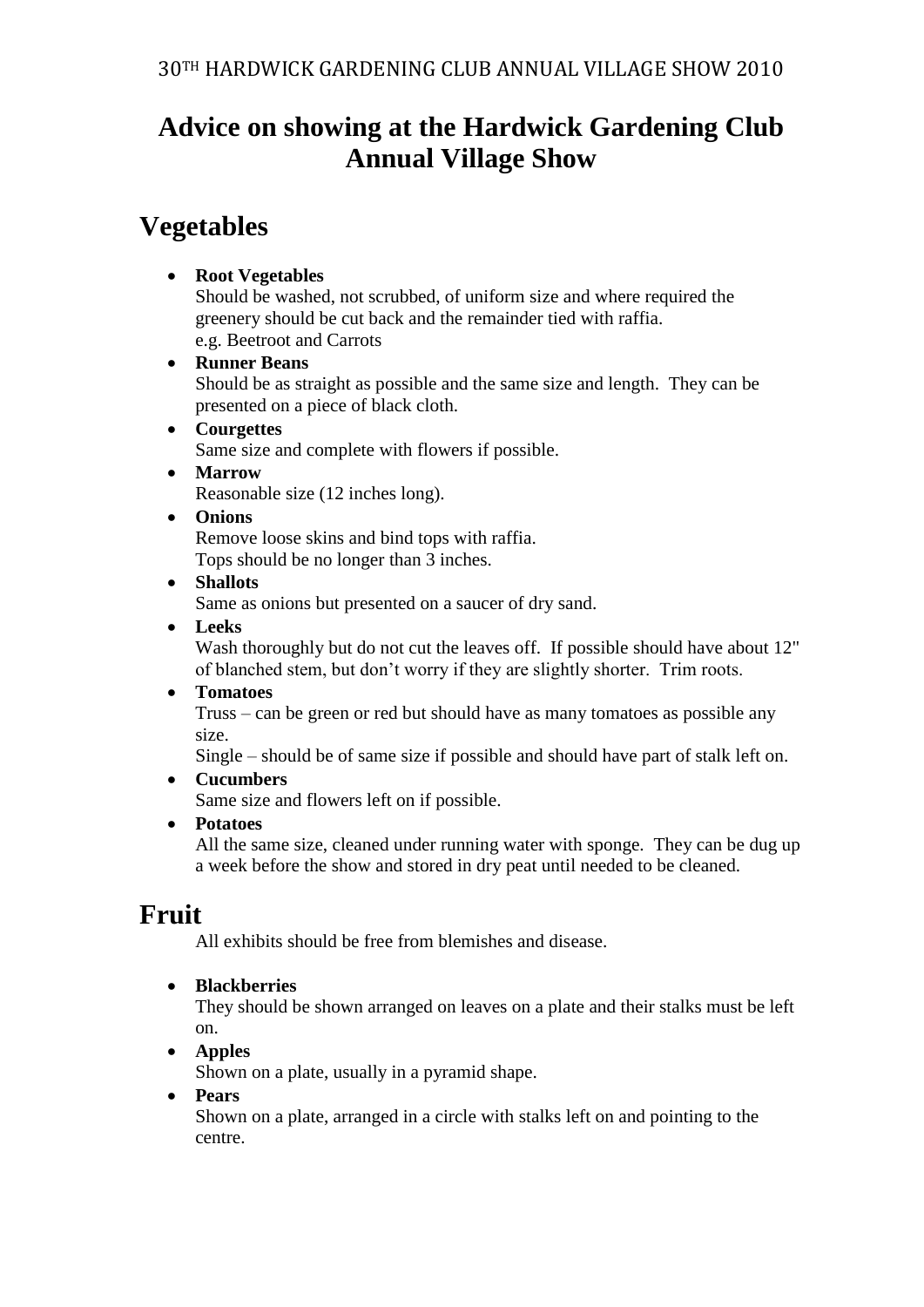# Advice on showing at the Hardwick Gardening Club Annual Village Show

## Vegetables

- **Root Vegetables**
  Should be washed, not scrubbed, of uniform size and where required the greenery should be cut back and the remainder tied with raffia.
  e.g. Beetroot and Carrots
- **Runner Beans**
  Should be as straight as possible and the same size and length. They can be presented on a piece of black cloth.
- **Courgettes**
  Same size and complete with flowers if possible.
- **Marrow**
  Reasonable size (12 inches long).
- **Onions**
  Remove loose skins and bind tops with raffia.
  Tops should be no longer than 3 inches.
- **Shallots**
  Same as onions but presented on a saucer of dry sand.
- **Leeks**
  Wash thoroughly but do not cut the leaves off. If possible should have about 12" of blanched stem, but don't worry if they are slightly shorter. Trim roots.
- **Tomatoes**
  Truss – can be green or red but should have as many tomatoes as possible any size.
  Single – should be of same size if possible and should have part of stalk left on.
- **Cucumbers**
  Same size and flowers left on if possible.
- **Potatoes**
  All the same size, cleaned under running water with sponge. They can be dug up a week before the show and stored in dry peat until needed to be cleaned.

## Fruit

All exhibits should be free from blemishes and disease.

- **Blackberries**
  They should be shown arranged on leaves on a plate and their stalks must be left on.
- **Apples**
  Shown on a plate, usually in a pyramid shape.
- **Pears**
  Shown on a plate, arranged in a circle with stalks left on and pointing to the centre.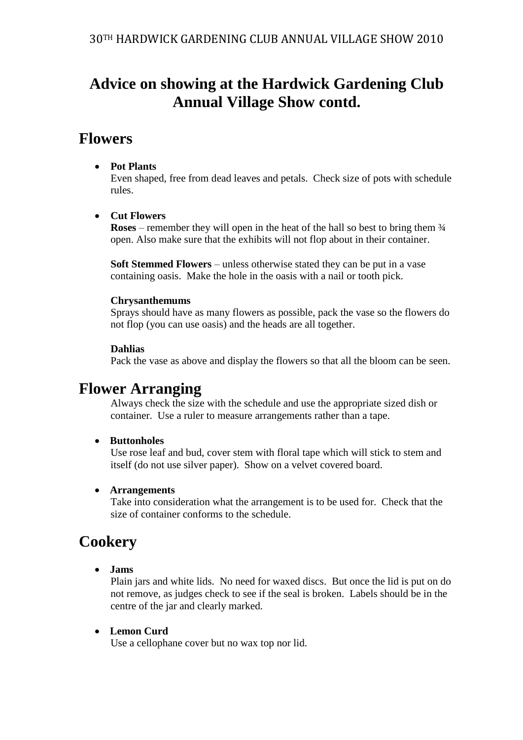# Advice on showing at the Hardwick Gardening Club Annual Village Show contd.

## Flowers

- **Pot Plants**
  Even shaped, free from dead leaves and petals. Check size of pots with schedule rules.

- **Cut Flowers**
  **Roses** – remember they will open in the heat of the hall so best to bring them ¾ open. Also make sure that the exhibits will not flop about in their container.

  **Soft Stemmed Flowers** – unless otherwise stated they can be put in a vase containing oasis. Make the hole in the oasis with a nail or tooth pick.

  **Chrysanthemums**
  Sprays should have as many flowers as possible, pack the vase so the flowers do not flop (you can use oasis) and the heads are all together.

  **Dahlias**
  Pack the vase as above and display the flowers so that all the bloom can be seen.

## Flower Arranging

Always check the size with the schedule and use the appropriate sized dish or container. Use a ruler to measure arrangements rather than a tape.

- **Buttonholes**
  Use rose leaf and bud, cover stem with floral tape which will stick to stem and itself (do not use silver paper). Show on a velvet covered board.

- **Arrangements**
  Take into consideration what the arrangement is to be used for. Check that the size of container conforms to the schedule.

## Cookery

- **Jams**
  Plain jars and white lids. No need for waxed discs. But once the lid is put on do not remove, as judges check to see if the seal is broken. Labels should be in the centre of the jar and clearly marked.

- **Lemon Curd**
  Use a cellophane cover but no wax top nor lid.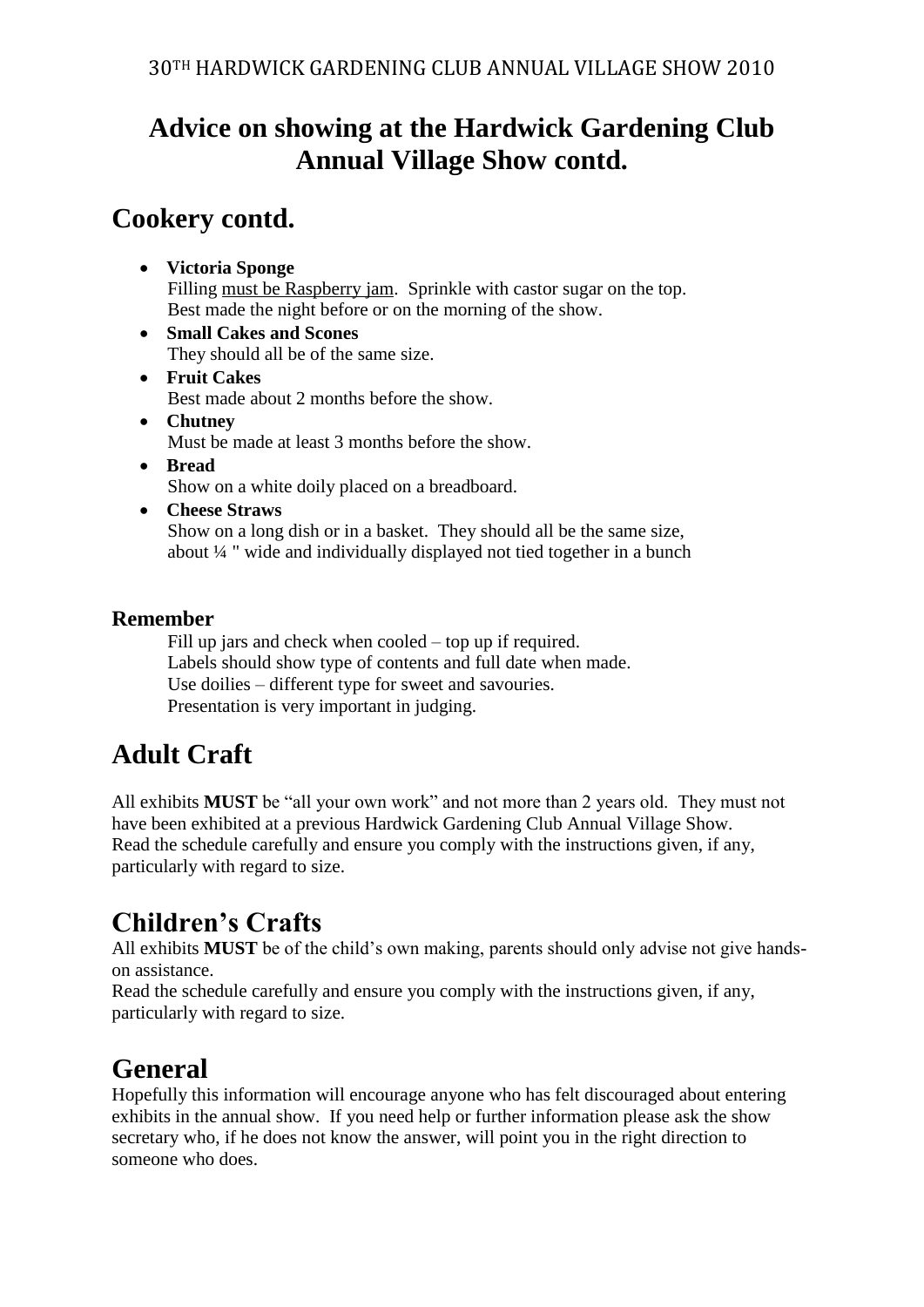# Advice on showing at the Hardwick Gardening Club Annual Village Show contd.

## Cookery contd.

- **Victoria Sponge**
  Filling must be Raspberry jam. Sprinkle with castor sugar on the top. Best made the night before or on the morning of the show.
- **Small Cakes and Scones**
  They should all be of the same size.
- **Fruit Cakes**
  Best made about 2 months before the show.
- **Chutney**
  Must be made at least 3 months before the show.
- **Bread**
  Show on a white doily placed on a breadboard.
- **Cheese Straws**
  Show on a long dish or in a basket. They should all be the same size, about ¼ " wide and individually displayed not tied together in a bunch

### Remember

Fill up jars and check when cooled – top up if required.
Labels should show type of contents and full date when made.
Use doilies – different type for sweet and savouries.
Presentation is very important in judging.

## Adult Craft

All exhibits **MUST** be "all your own work" and not more than 2 years old. They must not have been exhibited at a previous Hardwick Gardening Club Annual Village Show.
Read the schedule carefully and ensure you comply with the instructions given, if any, particularly with regard to size.

## Children's Crafts

All exhibits **MUST** be of the child's own making, parents should only advise not give hands-on assistance.
Read the schedule carefully and ensure you comply with the instructions given, if any, particularly with regard to size.

## General

Hopefully this information will encourage anyone who has felt discouraged about entering exhibits in the annual show. If you need help or further information please ask the show secretary who, if he does not know the answer, will point you in the right direction to someone who does.